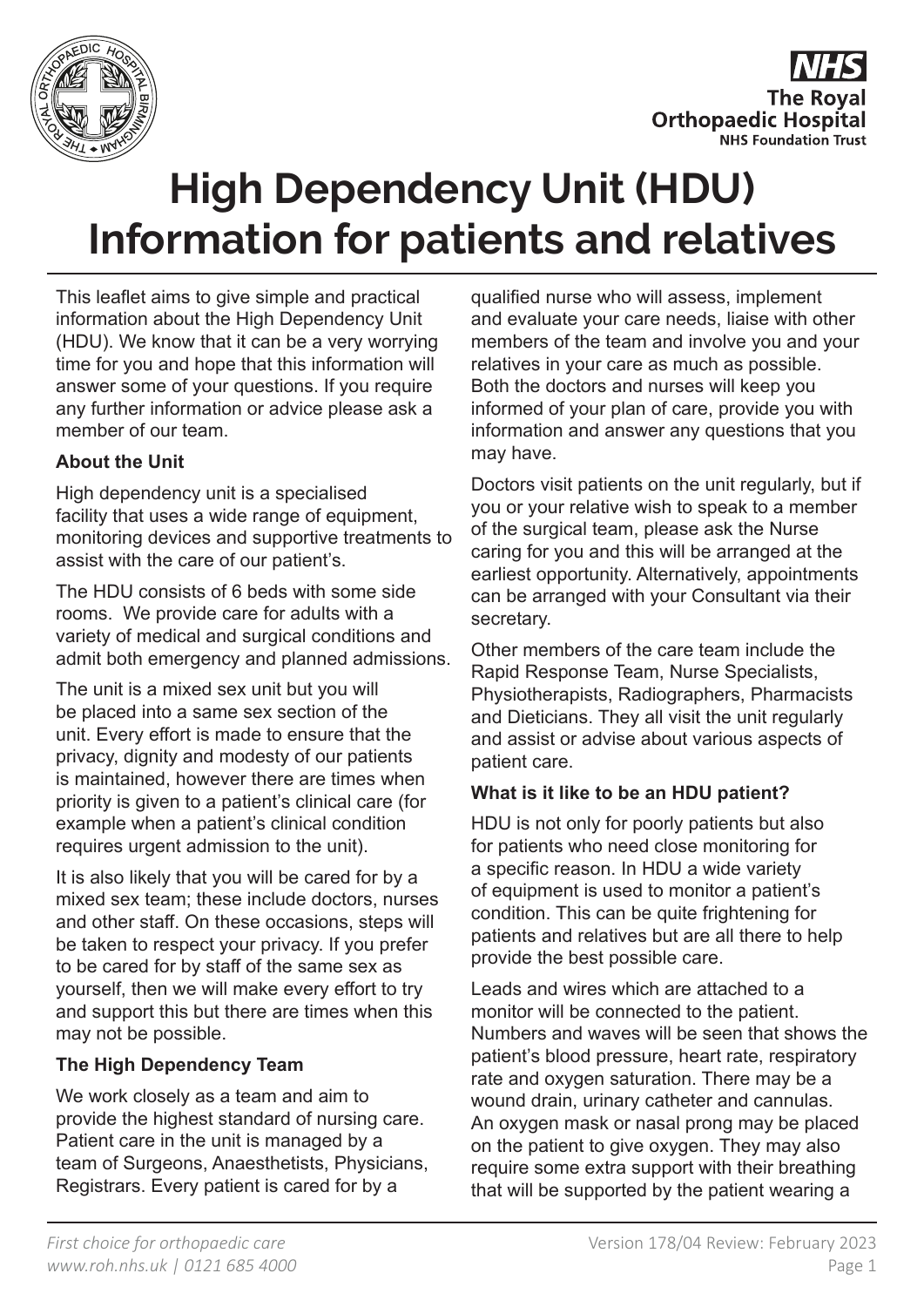# High Dependency Unit (HDU) Information for patients and relatives

This leaflet aims to give simple and practical information about the High Dependency Unit (HDU). We know that it can be a very worrying time for you and hope that this information will answer some of your questions. If you require any further information or advice please ask a member of our team.

### About the Unit

High dependency unit is a specialised facility that uses a wide range of equipment, monitoring devices and supportive treatments to assist with the care of our patient's.

The HDU consists of 6 beds with some side rooms. We provide care for adults with a variety of medical and surgical conditions and admit both emergency and planned admissions.

The unit is a mixed sex unit but you will be placed into a same sex section of the unit. Every effort is made to ensure that the privacy, dignity and modesty of our patients is maintained, however there are times when priority is given to a patient's clinical care (for example when a patient's clinical condition requires urgent admission to the unit).

It is also likely that you will be cared for by a mixed sex team; these include doctors, nurses and other staff. On these occasions, steps will be taken to respect your privacy. If you prefer to be cared for by staff of the same sex as yourself, then we will make every effort to try and support this but there are times when this may not be possible.

### The High Dependency Team

We work closely as a team and aim to provide the highest standard of nursing care. Patient care in the unit is managed by a team of Surgeons, Anaesthetists, Physicians, Registrars. Every patient is cared for by a qualified nurse who will assess, implement and evaluate your care needs, liaise with other members of the team and involve you and your relatives in your care as much as possible. Both the doctors and nurses will keep you informed of your plan of care, provide you with information and answer any questions that you may have.

Doctors visit patients on the unit regularly, but if you or your relative wish to speak to a member of the surgical team, please ask the Nurse caring for you and this will be arranged at the earliest opportunity. Alternatively, appointments can be arranged with your Consultant via their secretary.

Other members of the care team include the Rapid Response Team, Nurse Specialists, Physiotherapists, Radiographers, Pharmacists and Dieticians. They all visit the unit regularly and assist or advise about various aspects of patient care.

### What is it like to be an HDU patient?

HDU is not only for poorly patients but also for patients who need close monitoring for a specific reason. In HDU a wide variety of equipment is used to monitor a patient's condition. This can be quite frightening for patients and relatives but are all there to help provide the best possible care.

Leads and wires which are attached to a monitor will be connected to the patient. Numbers and waves will be seen that shows the patient's blood pressure, heart rate, respiratory rate and oxygen saturation. There may be a wound drain, urinary catheter and cannulas. An oxygen mask or nasal prong may be placed on the patient to give oxygen. They may also require some extra support with their breathing that will be supported by the patient wearing a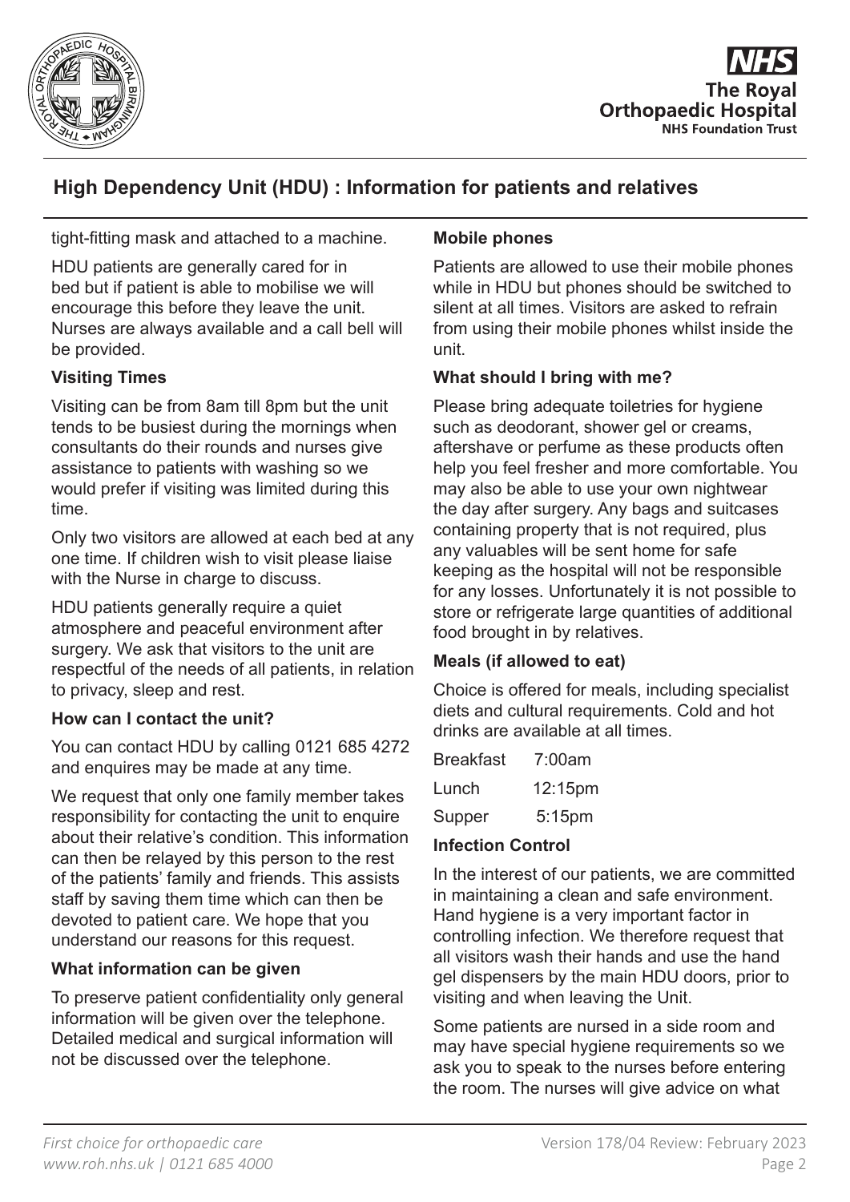tight-fitting mask and attached to a machine.

HDU patients are generally cared for in bed but if patient is able to mobilise we will encourage this before they leave the unit. Nurses are always available and a call bell will be provided.

**Visiting Times**

Visiting can be from 8am till 8pm but the unit tends to be busiest during the mornings when consultants do their rounds and nurses give assistance to patients with washing so we would prefer if visiting was limited during this time.

Only two visitors are allowed at each bed at any one time. If children wish to visit please liaise with the Nurse in charge to discuss.

HDU patients generally require a quiet atmosphere and peaceful environment after surgery. We ask that visitors to the unit are respectful of the needs of all patients, in relation to privacy, sleep and rest.

**How can I contact the unit?**

You can contact HDU by calling 0121 685 4272 and enquires may be made at any time.

We request that only one family member takes responsibility for contacting the unit to enquire about their relative's condition. This information can then be relayed by this person to the rest of the patients' family and friends. This assists staff by saving them time which can then be devoted to patient care. We hope that you understand our reasons for this request.

**What information can be given**

To preserve patient confidentiality only general information will be given over the telephone. Detailed medical and surgical information will not be discussed over the telephone.

**Mobile phones**

Patients are allowed to use their mobile phones while in HDU but phones should be switched to silent at all times. Visitors are asked to refrain from using their mobile phones whilst inside the unit.

**What should I bring with me?**

Please bring adequate toiletries for hygiene such as deodorant, shower gel or creams, aftershave or perfume as these products often help you feel fresher and more comfortable. You may also be able to use your own nightwear the day after surgery. Any bags and suitcases containing property that is not required, plus any valuables will be sent home for safe keeping as the hospital will not be responsible for any losses. Unfortunately it is not possible to store or refrigerate large quantities of additional food brought in by relatives.

**Meals (if allowed to eat)**

Choice is offered for meals, including specialist diets and cultural requirements. Cold and hot drinks are available at all times.

| | |
|---|---|
| Breakfast | 7:00am |
| Lunch | 12:15pm |
| Supper | 5:15pm |

**Infection Control**

In the interest of our patients, we are committed in maintaining a clean and safe environment. Hand hygiene is a very important factor in controlling infection. We therefore request that all visitors wash their hands and use the hand gel dispensers by the main HDU doors, prior to visiting and when leaving the Unit.

Some patients are nursed in a side room and may have special hygiene requirements so we ask you to speak to the nurses before entering the room. The nurses will give advice on what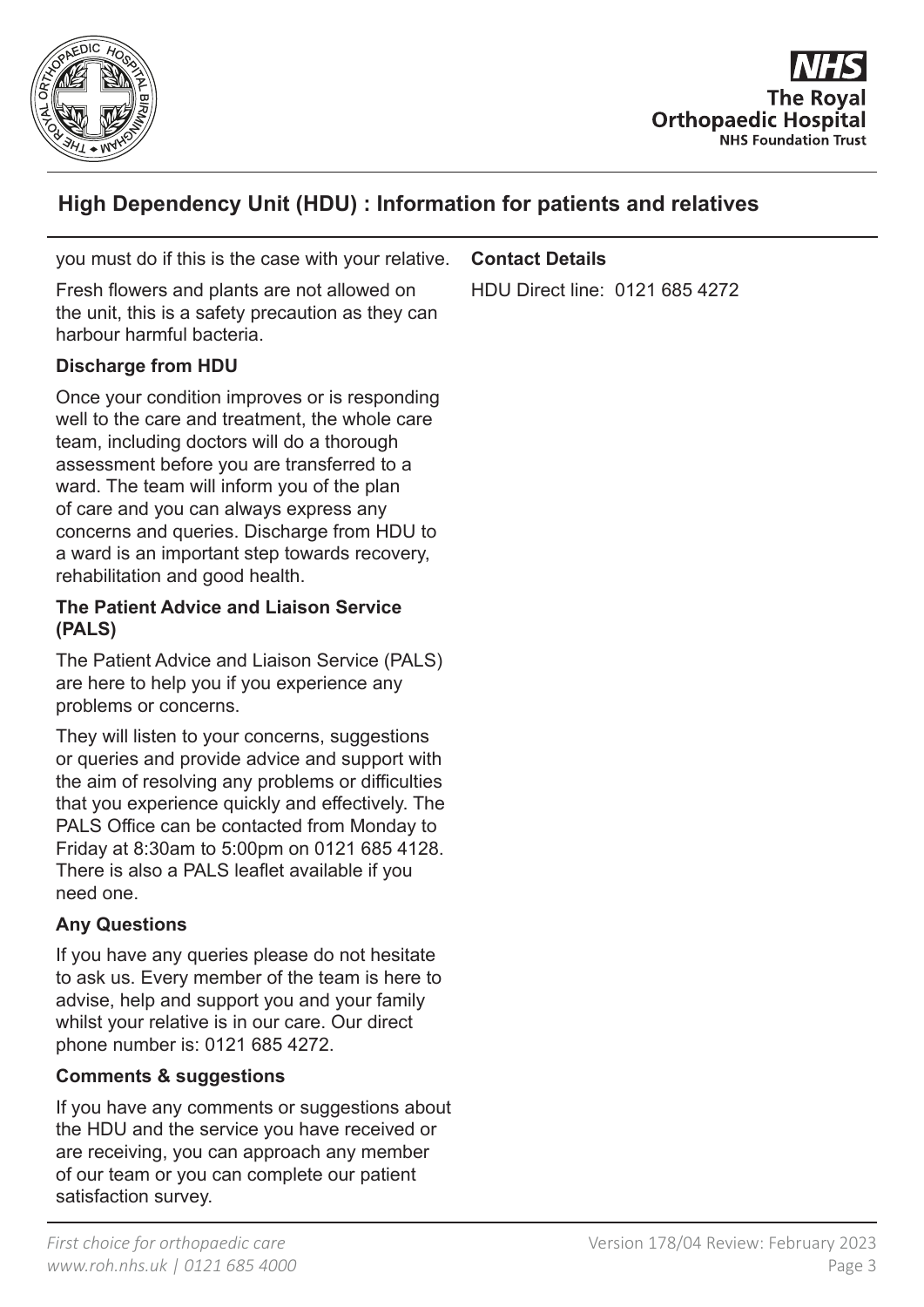you must do if this is the case with your relative.

Fresh flowers and plants are not allowed on the unit, this is a safety precaution as they can harbour harmful bacteria.

**Discharge from HDU**

Once your condition improves or is responding well to the care and treatment, the whole care team, including doctors will do a thorough assessment before you are transferred to a ward. The team will inform you of the plan of care and you can always express any concerns and queries. Discharge from HDU to a ward is an important step towards recovery, rehabilitation and good health.

**The Patient Advice and Liaison Service (PALS)**

The Patient Advice and Liaison Service (PALS) are here to help you if you experience any problems or concerns.

They will listen to your concerns, suggestions or queries and provide advice and support with the aim of resolving any problems or difficulties that you experience quickly and effectively. The PALS Office can be contacted from Monday to Friday at 8:30am to 5:00pm on 0121 685 4128. There is also a PALS leaflet available if you need one.

**Any Questions**

If you have any queries please do not hesitate to ask us. Every member of the team is here to advise, help and support you and your family whilst your relative is in our care. Our direct phone number is: 0121 685 4272.

**Comments & suggestions**

If you have any comments or suggestions about the HDU and the service you have received or are receiving, you can approach any member of our team or you can complete our patient satisfaction survey.

**Contact Details**

HDU Direct line: 0121 685 4272